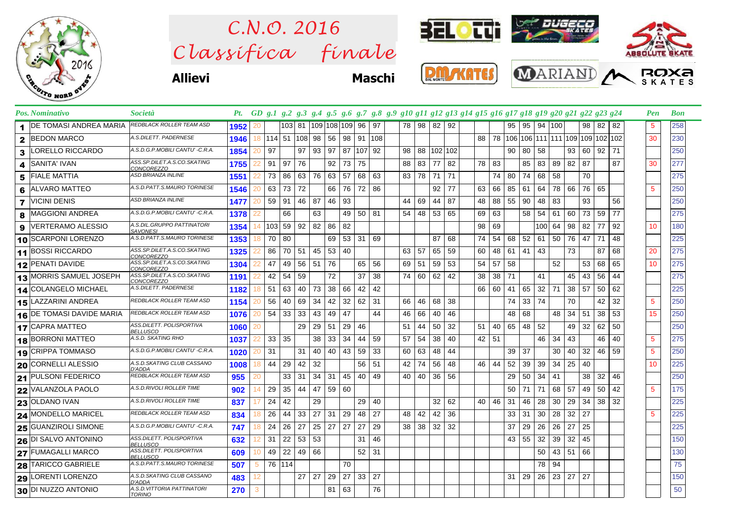# C.N.O. 2016
# Classifica finale

**Allievi** **Maschi**

| Pos. | Nominativo | Società | Pt. | GD | g.1 | g.2 | g.3 | g.4 | g.5 | g.6 | g.7 | g.8 | g.9 | g.10 | g.11 | g.12 | g.13 | g.14 | g.15 | g.16 | g.17 | g.18 | g.19 | g.20 | g.21 | g.22 | g.23 | g.24 | Pen | Bon |
|---|---|---|---|---|---|---|---|---|---|---|---|---|---|---|---|---|---|---|---|---|---|---|---|---|---|---|---|---|---|---|
| 1 | DE TOMASI ANDREA MARIA | REDBLACK ROLLER TEAM ASD | 1952 | 20 | | 103 | 81 | 109 | 108 | 109 | 96 | 97 | | 78 | 98 | 82 | 92 | | | | 95 | 95 | 94 | 100 | | 98 | 82 | 82 | 5 | 258 |
| 2 | BEDON MARCO | A.S.DILETT. PADERNESE | 1946 | 18 | 114 | 51 | 108 | 98 | 56 | 98 | 91 | 108 | | | | | | | 88 | 78 | 106 | 106 | 111 | 111 | 109 | 109 | 102 | 102 | 30 | 230 |
| 3 | LORELLO RICCARDO | A.S.D.G.P.MOBILI CANTU' -C.R.A. | 1854 | 20 | 97 | | 97 | 93 | 97 | 87 | 107 | 92 | | 98 | 88 | 102 | 102 | | | | 90 | 80 | 58 | | 93 | 60 | 92 | 71 | | 250 |
| 4 | SANITA' IVAN | ASS.SP.DILET.A.S.CO.SKATING CONCOREZZO | 1755 | 22 | 91 | 97 | 76 | | 92 | 73 | 75 | | | 88 | 83 | 77 | 82 | | 78 | 83 | | 85 | 83 | 89 | 82 | 87 | | 87 | 30 | 277 |
| 5 | FIALE MATTIA | ASD BRIANZA INLINE | 1551 | 22 | 73 | 86 | 63 | 76 | 63 | 57 | 68 | 63 | | 83 | 78 | 71 | 71 | | | 74 | 80 | 74 | 68 | 58 | | 70 | | | | 275 |
| 6 | ALVARO MATTEO | A.S.D.PATT.S.MAURO TORINESE | 1546 | 20 | 63 | 73 | 72 | | 66 | 76 | 72 | 86 | | | | 92 | 77 | | 63 | 66 | 85 | 61 | 64 | 78 | 66 | 76 | 65 | | 5 | 250 |
| 7 | VICINI DENIS | ASD BRIANZA INLINE | 1477 | 20 | 59 | 91 | 46 | 87 | 46 | 93 | | | | 44 | 69 | 44 | 87 | | 48 | 88 | 55 | 90 | 48 | 83 | | 93 | | 56 | | 250 |
| 8 | MAGGIONI ANDREA | A.S.D.G.P.MOBILI CANTU' -C.R.A. | 1378 | 22 | | 66 | | 63 | | 49 | 50 | 81 | | 54 | 48 | 53 | 65 | | 69 | 63 | | 58 | 54 | 61 | 60 | 73 | 59 | 77 | | 275 |
| 9 | VERTERAMO ALESSIO | A.S.DIL.GRUPPO PATTINATORI SAVONESI | 1354 | 14 | 103 | 59 | 92 | 82 | 86 | 82 | | | | | | | | | 98 | 69 | | | 100 | 64 | 98 | 82 | 77 | 92 | 10 | 180 |
| 10 | SCARPONI LORENZO | A.S.D.PATT.S.MAURO TORINESE | 1353 | 18 | 70 | 80 | | | 69 | 53 | 31 | 69 | | | | 87 | 68 | | 74 | 54 | 68 | 52 | 61 | 50 | 76 | 47 | 71 | 48 | | 225 |
| 11 | BOSSI RICCARDO | ASS.SP.DILET.A.S.CO.SKATING CONCOREZZO | 1325 | 22 | 86 | 70 | 51 | 45 | 53 | 40 | | | | 63 | 57 | 65 | 59 | | 60 | 48 | 61 | 41 | 43 | | 73 | | 87 | 68 | 20 | 275 |
| 12 | PENATI DAVIDE | ASS.SP.DILET.A.S.CO.SKATING CONCOREZZO | 1304 | 22 | 47 | 49 | 56 | 51 | 76 | | 65 | 56 | | 69 | 51 | 59 | 53 | | 54 | 57 | 58 | | | 52 | | 53 | 68 | 65 | 10 | 275 |
| 13 | MORRIS SAMUEL JOSEPH | ASS.SP.DILET.A.S.CO.SKATING CONCOREZZO | 1191 | 22 | 42 | 54 | 59 | | 72 | | 37 | 38 | | 74 | 60 | 62 | 42 | | 38 | 38 | 71 | | 41 | | 45 | 43 | 56 | 44 | | 275 |
| 14 | COLANGELO MICHAEL | A.S.DILETT. PADERNESE | 1182 | 18 | 51 | 63 | 40 | 73 | 38 | 66 | 42 | 42 | | | | | | | 66 | 60 | 41 | 65 | 32 | 71 | 38 | 57 | 50 | 62 | | 225 |
| 15 | LAZZARINI ANDREA | REDBLACK ROLLER TEAM ASD | 1154 | 20 | 56 | 40 | 69 | 34 | 42 | 32 | 62 | 31 | | 66 | 46 | 68 | 38 | | | | 74 | 33 | 74 | | 70 | | 42 | 32 | 5 | 250 |
| 16 | DE TOMASI DAVIDE MARIA | REDBLACK ROLLER TEAM ASD | 1076 | 20 | 54 | 33 | 33 | 43 | 49 | 47 | | 44 | | 46 | 66 | 40 | 46 | | | | 48 | 68 | | 48 | 34 | 51 | 38 | 53 | 15 | 250 |
| 17 | CAPRA MATTEO | ASS.DILETT. POLISPORTIVA BELLUSCO | 1060 | 20 | | | 29 | 29 | 51 | 29 | 46 | | | 51 | 44 | 50 | 32 | | 51 | 40 | 65 | 48 | 52 | | 49 | 32 | 62 | 50 | | 250 |
| 18 | BORRONI MATTEO | A.S.D. SKATING RHO | 1037 | 22 | 33 | 35 | | 38 | 33 | 34 | 44 | 59 | | 57 | 54 | 38 | 40 | | 42 | 51 | | | 46 | 34 | 43 | | 46 | 40 | 5 | 275 |
| 19 | CRIPPA TOMMASO | A.S.D.G.P.MOBILI CANTU' -C.R.A. | 1020 | 20 | 31 | | 31 | 40 | 40 | 43 | 59 | 33 | | 60 | 63 | 48 | 44 | | | | 39 | 37 | | 30 | 40 | 32 | 46 | 59 | 5 | 250 |
| 20 | CORNELLI ALESSIO | A.S.D.SKATING CLUB CASSANO D'ADDA | 1008 | 18 | 44 | 29 | 42 | 32 | | | 56 | 51 | | 42 | 74 | 56 | 48 | | 46 | 44 | 52 | 39 | 39 | 34 | 25 | 40 | | | 10 | 225 |
| 21 | PULSONI FEDERICO | REDBLACK ROLLER TEAM ASD | 955 | 20 | | 33 | 31 | 34 | 31 | 45 | 40 | 49 | | 40 | 40 | 36 | 56 | | | | 29 | 50 | 34 | 41 | | 38 | 32 | 46 | | 250 |
| 22 | VALANZOLA PAOLO | A.S.D.RIVOLI ROLLER TIME | 902 | 14 | 29 | 35 | 44 | 47 | 59 | 60 | | | | | | | | | | | 50 | 71 | 71 | 68 | 57 | 49 | 50 | 42 | 5 | 175 |
| 23 | OLDANO IVAN | A.S.D.RIVOLI ROLLER TIME | 837 | 17 | 24 | 42 | | 29 | | | 29 | 40 | | | | 32 | 62 | | 40 | 46 | 31 | 46 | 28 | 30 | 29 | 34 | 38 | 32 | | 225 |
| 24 | MONDELLO MARICEL | REDBLACK ROLLER TEAM ASD | 834 | 18 | 26 | 44 | 33 | 27 | 31 | 29 | 48 | 27 | | 48 | 42 | 42 | 36 | | | | 33 | 31 | 30 | 28 | 32 | 27 | | | 5 | 225 |
| 25 | GUANZIROLI SIMONE | A.S.D.G.P.MOBILI CANTU' -C.R.A. | 747 | 18 | 24 | 26 | 27 | 25 | 27 | 27 | 27 | 29 | | 38 | 38 | 32 | 32 | | | | 37 | 29 | 26 | 26 | 27 | 25 | | | | 225 |
| 26 | DI SALVO ANTONINO | ASS.DILETT. POLISPORTIVA BELLUSCO | 632 | 12 | 31 | 22 | 53 | 53 | | | 31 | 46 | | | | | | | | | 43 | 55 | 32 | 39 | 32 | 45 | | | | 150 |
| 27 | FUMAGALLI MARCO | ASS.DILETT. POLISPORTIVA BELLUSCO | 609 | 10 | 49 | 22 | 49 | 66 | | | 52 | 31 | | | | | | | | | | | 50 | 43 | 51 | 66 | | | | 130 |
| 28 | TARICCO GABRIELE | A.S.D.PATT.S.MAURO TORINESE | 507 | 5 | 76 | 114 | | | | 70 | | | | | | | | | | | | | 78 | 94 | | | | | | 75 |
| 29 | LORENTI LORENZO | A.S.D.SKATING CLUB CASSANO D'ADDA | 483 | 12 | | | 27 | 27 | 29 | 27 | 33 | 27 | | | | | | | | | 31 | 29 | 26 | 23 | 27 | 27 | | | | 150 |
| 30 | DI NUZZO ANTONIO | A.S.D.VITTORIA PATTINATORI TORINO | 270 | 3 | | | | | 81 | 63 | | 76 | | | | | | | | | | | | | | | | | | 50 |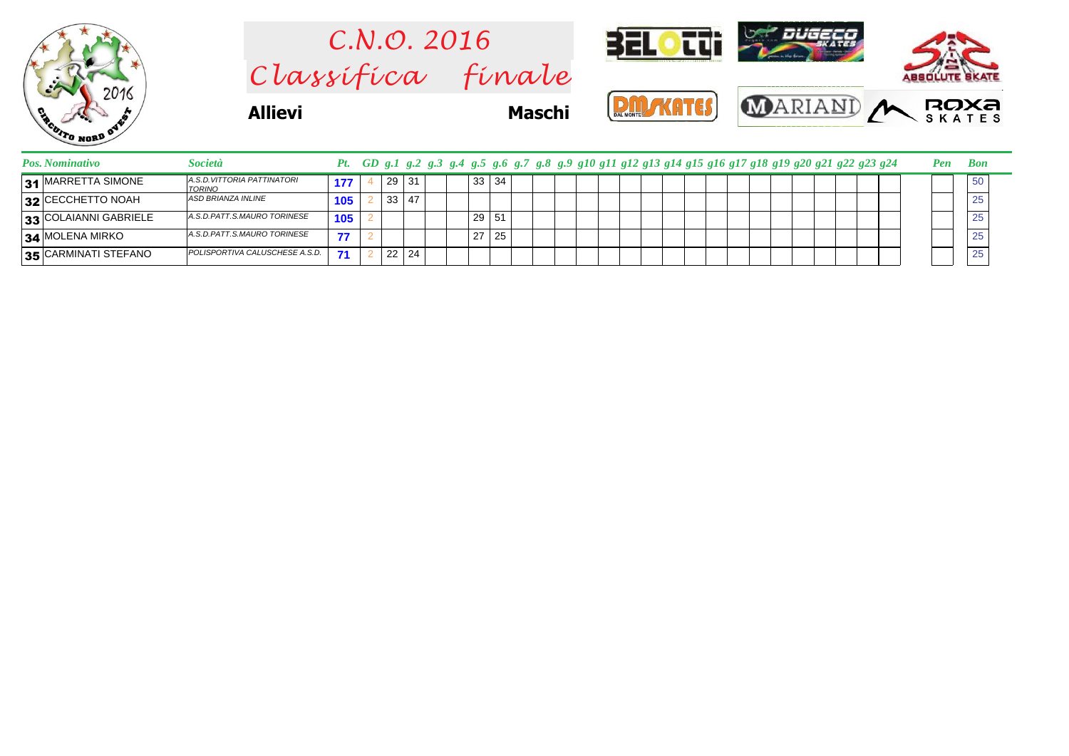# C.N.O. 2016

## Classifica finale

**Allievi** **Maschi**

| Pos. | Nominativo | Società | Pt. | GD | g.1 | g.2 | g.3 | g.4 | g.5 | g.6 | g.7 | g.8 | g.9 | g10 | g11 | g12 | g13 | g14 | g15 | g16 | g17 | g18 | g19 | g20 | g21 | g22 | g23 | g24 | Pen | Bon |
|---|---|---|---|---|---|---|---|---|---|---|---|---|---|---|---|---|---|---|---|---|---|---|---|---|---|---|---|---|---|---|
| 31 | MARRETTA SIMONE | A.S.D.VITTORIA PATTINATORI TORINO | 177 | 4 | 29 | 31 | | | 33 | 34 | | | | | | | | | | | | | | | | | | | | 50 |
| 32 | CECCHETTO NOAH | ASD BRIANZA INLINE | 105 | 2 | 33 | 47 | | | | | | | | | | | | | | | | | | | | | | | | 25 |
| 33 | COLAIANNI GABRIELE | A.S.D.PATT.S.MAURO TORINESE | 105 | 2 | | | | | 29 | 51 | | | | | | | | | | | | | | | | | | | | 25 |
| 34 | MOLENA MIRKO | A.S.D.PATT.S.MAURO TORINESE | 77 | 2 | | | | | 27 | 25 | | | | | | | | | | | | | | | | | | | | 25 |
| 35 | CARMINATI STEFANO | POLISPORTIVA CALUSCHESE A.S.D. | 71 | 2 | 22 | 24 | | | | | | | | | | | | | | | | | | | | | | | | 25 |